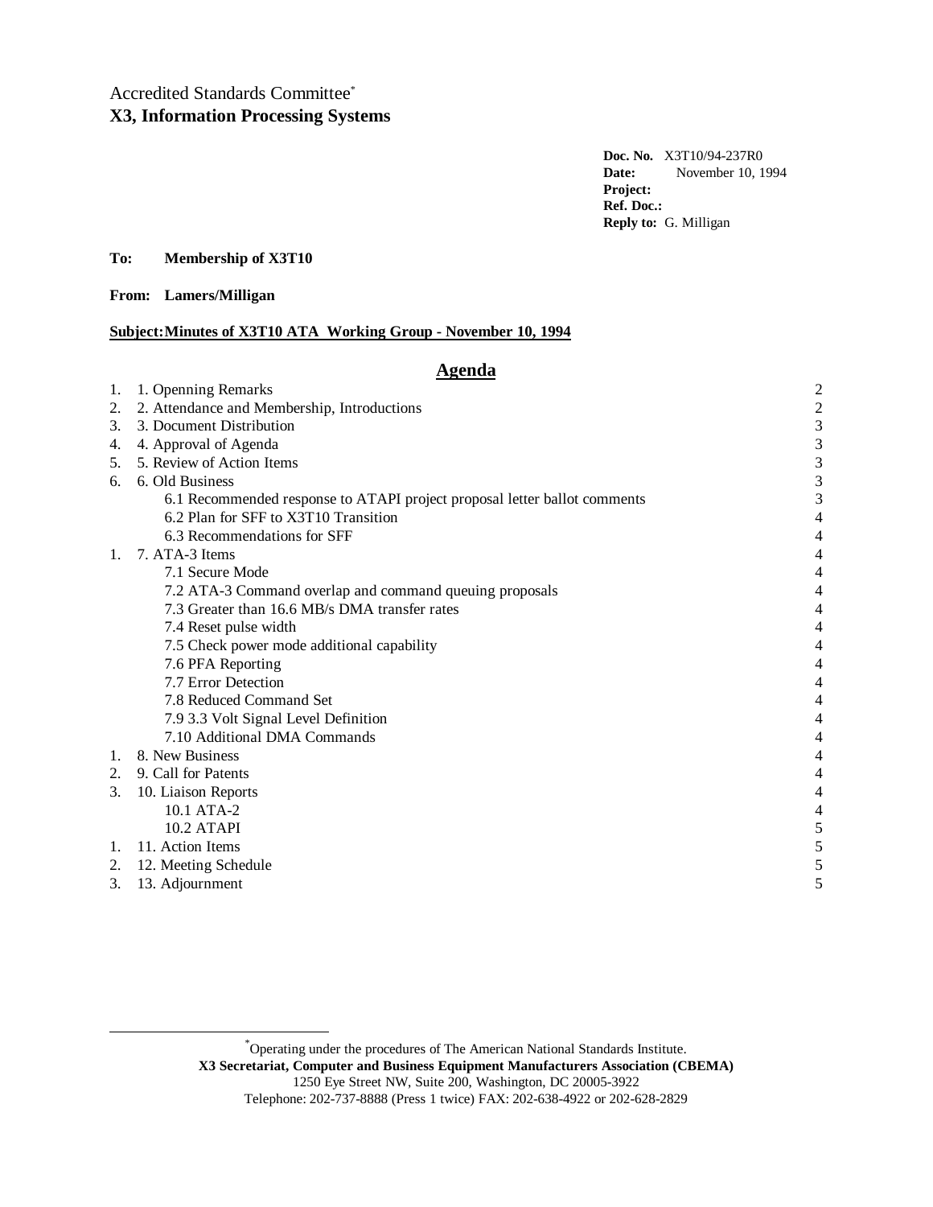Accredited Standards Committee[*]
**X3, Information Processing Systems**

**Doc. No.** X3T10/94-237R0
**Date:** November 10, 1994
**Project:**
**Ref. Doc.:**
**Reply to:** G. Milligan

**To: Membership of X3T10**

**From: Lamers/Milligan**

**Subject: Minutes of X3T10 ATA Working Group - November 10, 1994**

## Agenda

| | | |
|---|---|---|
| 1. | 1. Openning Remarks | 2 |
| 2. | 2. Attendance and Membership, Introductions | 2 |
| 3. | 3. Document Distribution | 3 |
| 4. | 4. Approval of Agenda | 3 |
| 5. | 5. Review of Action Items | 3 |
| 6. | 6. Old Business | 3 |
| | 6.1 Recommended response to ATAPI project proposal letter ballot comments | 3 |
| | 6.2 Plan for SFF to X3T10 Transition | 4 |
| | 6.3 Recommendations for SFF | 4 |
| 1. | 7. ATA-3 Items | 4 |
| | 7.1 Secure Mode | 4 |
| | 7.2 ATA-3 Command overlap and command queuing proposals | 4 |
| | 7.3 Greater than 16.6 MB/s DMA transfer rates | 4 |
| | 7.4 Reset pulse width | 4 |
| | 7.5 Check power mode additional capability | 4 |
| | 7.6 PFA Reporting | 4 |
| | 7.7 Error Detection | 4 |
| | 7.8 Reduced Command Set | 4 |
| | 7.9 3.3 Volt Signal Level Definition | 4 |
| | 7.10 Additional DMA Commands | 4 |
| 1. | 8. New Business | 4 |
| 2. | 9. Call for Patents | 4 |
| 3. | 10. Liaison Reports | 4 |
| | 10.1 ATA-2 | 4 |
| | 10.2 ATAPI | 5 |
| 1. | 11. Action Items | 5 |
| 2. | 12. Meeting Schedule | 5 |
| 3. | 13. Adjournment | 5 |

---

[*] Operating under the procedures of The American National Standards Institute.
**X3 Secretariat, Computer and Business Equipment Manufacturers Association (CBEMA)**
1250 Eye Street NW, Suite 200, Washington, DC 20005-3922
Telephone: 202-737-8888 (Press 1 twice) FAX: 202-638-4922 or 202-628-2829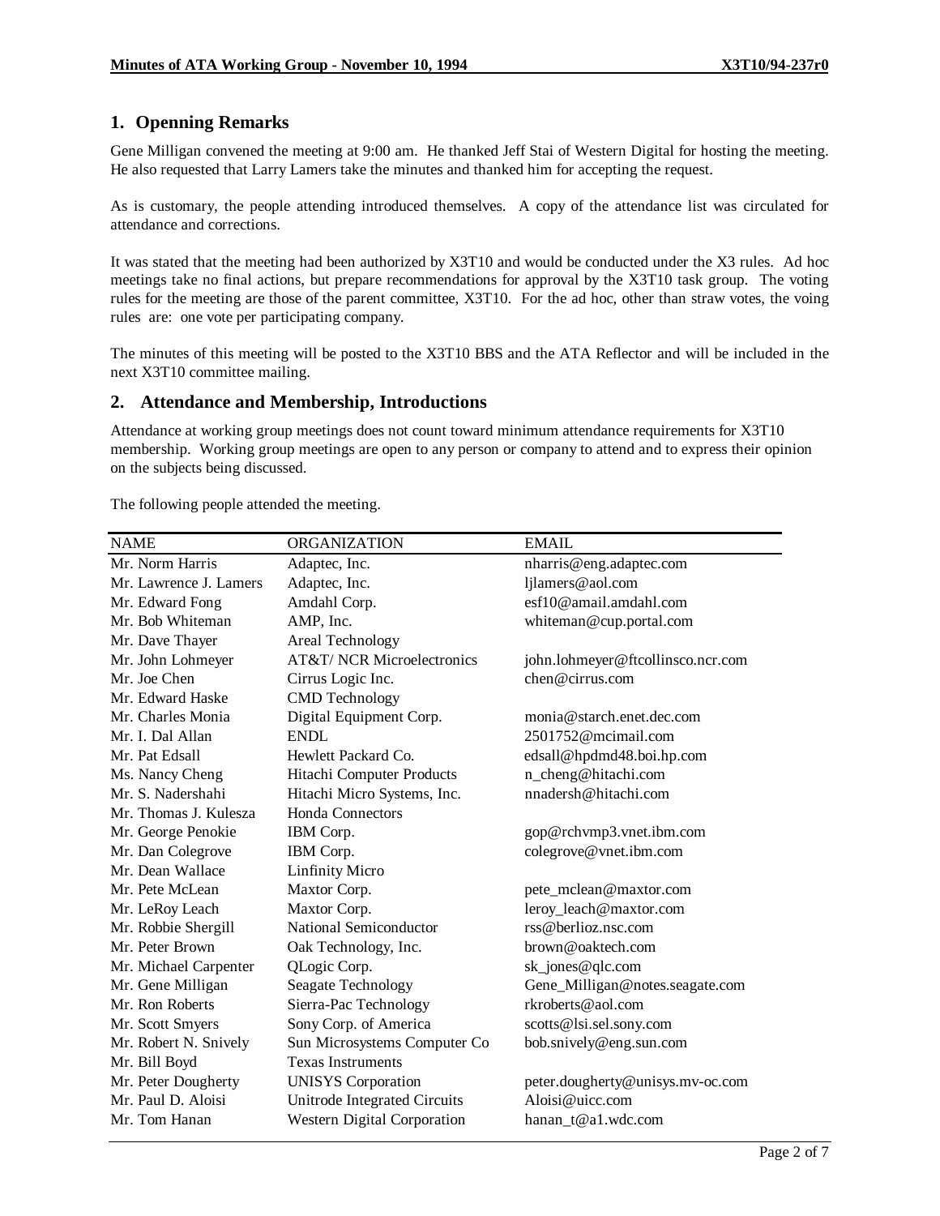## 1. Openning Remarks

Gene Milligan convened the meeting at 9:00 am. He thanked Jeff Stai of Western Digital for hosting the meeting. He also requested that Larry Lamers take the minutes and thanked him for accepting the request.

As is customary, the people attending introduced themselves. A copy of the attendance list was circulated for attendance and corrections.

It was stated that the meeting had been authorized by X3T10 and would be conducted under the X3 rules. Ad hoc meetings take no final actions, but prepare recommendations for approval by the X3T10 task group. The voting rules for the meeting are those of the parent committee, X3T10. For the ad hoc, other than straw votes, the voing rules are: one vote per participating company.

The minutes of this meeting will be posted to the X3T10 BBS and the ATA Reflector and will be included in the next X3T10 committee mailing.

## 2. Attendance and Membership, Introductions

Attendance at working group meetings does not count toward minimum attendance requirements for X3T10 membership. Working group meetings are open to any person or company to attend and to express their opinion on the subjects being discussed.

The following people attended the meeting.

| NAME | ORGANIZATION | EMAIL |
|---|---|---|
| Mr. Norm Harris | Adaptec, Inc. | nharris@eng.adaptec.com |
| Mr. Lawrence J. Lamers | Adaptec, Inc. | ljlamers@aol.com |
| Mr. Edward Fong | Amdahl Corp. | esf10@amail.amdahl.com |
| Mr. Bob Whiteman | AMP, Inc. | whiteman@cup.portal.com |
| Mr. Dave Thayer | Areal Technology | |
| Mr. John Lohmeyer | AT&T/ NCR Microelectronics | john.lohmeyer@ftcollinsco.ncr.com |
| Mr. Joe Chen | Cirrus Logic Inc. | chen@cirrus.com |
| Mr. Edward Haske | CMD Technology | |
| Mr. Charles Monia | Digital Equipment Corp. | monia@starch.enet.dec.com |
| Mr. I. Dal Allan | ENDL | 2501752@mcimail.com |
| Mr. Pat Edsall | Hewlett Packard Co. | edsall@hpdmd48.boi.hp.com |
| Ms. Nancy Cheng | Hitachi Computer Products | n_cheng@hitachi.com |
| Mr. S. Nadershahi | Hitachi Micro Systems, Inc. | nnadersh@hitachi.com |
| Mr. Thomas J. Kulesza | Honda Connectors | |
| Mr. George Penokie | IBM Corp. | gop@rchvmp3.vnet.ibm.com |
| Mr. Dan Colegrove | IBM Corp. | colegrove@vnet.ibm.com |
| Mr. Dean Wallace | Linfinity Micro | |
| Mr. Pete McLean | Maxtor Corp. | pete_mclean@maxtor.com |
| Mr. LeRoy Leach | Maxtor Corp. | leroy_leach@maxtor.com |
| Mr. Robbie Shergill | National Semiconductor | rss@berlioz.nsc.com |
| Mr. Peter Brown | Oak Technology, Inc. | brown@oaktech.com |
| Mr. Michael Carpenter | QLogic Corp. | sk_jones@qlc.com |
| Mr. Gene Milligan | Seagate Technology | Gene_Milligan@notes.seagate.com |
| Mr. Ron Roberts | Sierra-Pac Technology | rkroberts@aol.com |
| Mr. Scott Smyers | Sony Corp. of America | scotts@lsi.sel.sony.com |
| Mr. Robert N. Snively | Sun Microsystems Computer Co | bob.snively@eng.sun.com |
| Mr. Bill Boyd | Texas Instruments | |
| Mr. Peter Dougherty | UNISYS Corporation | peter.dougherty@unisys.mv-oc.com |
| Mr. Paul D. Aloisi | Unitrode Integrated Circuits | Aloisi@uicc.com |
| Mr. Tom Hanan | Western Digital Corporation | hanan_t@a1.wdc.com |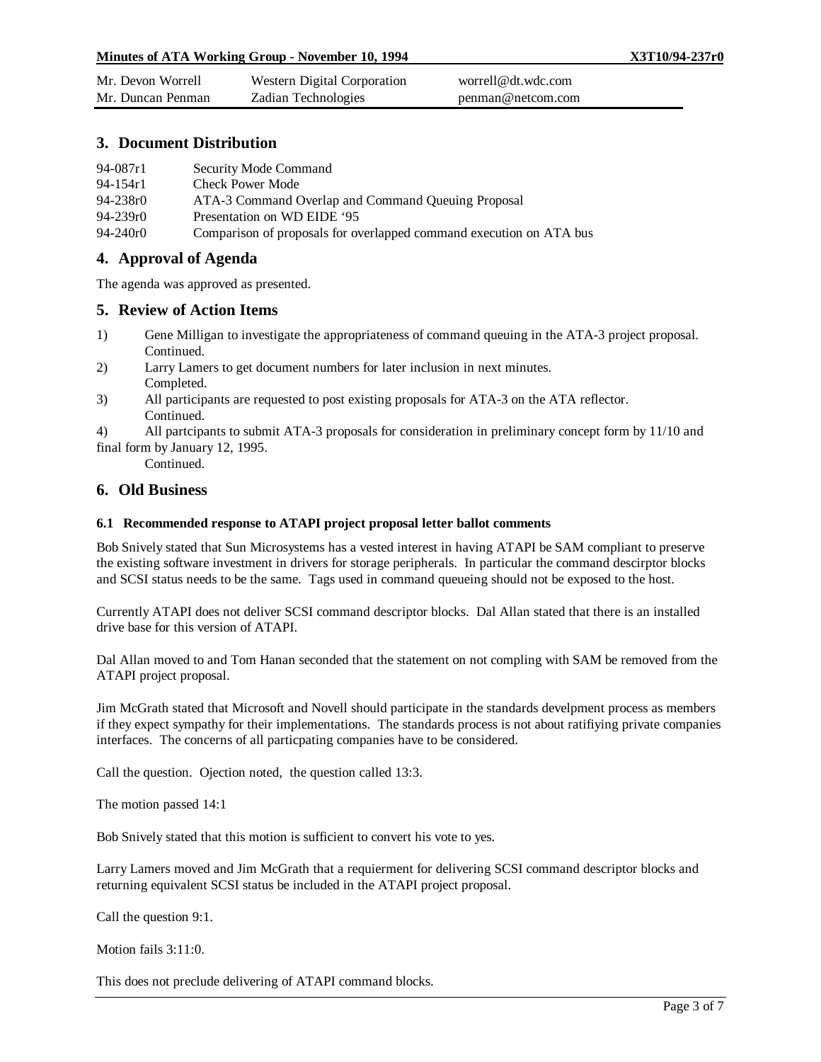| | | |
|---|---|---|
| Mr. Devon Worrell | Western Digital Corporation | worrell@dt.wdc.com |
| Mr. Duncan Penman | Zadian Technologies | penman@netcom.com |

## 3. Document Distribution

| | |
|---|---|
| 94-087r1 | Security Mode Command |
| 94-154r1 | Check Power Mode |
| 94-238r0 | ATA-3 Command Overlap and Command Queuing Proposal |
| 94-239r0 | Presentation on WD EIDE '95 |
| 94-240r0 | Comparison of proposals for overlapped command execution on ATA bus |

## 4. Approval of Agenda

The agenda was approved as presented.

## 5. Review of Action Items

1) Gene Milligan to investigate the appropriateness of command queuing in the ATA-3 project proposal.
   Continued.
2) Larry Lamers to get document numbers for later inclusion in next minutes.
   Completed.
3) All participants are requested to post existing proposals for ATA-3 on the ATA reflector.
   Continued.
4) All partcipants to submit ATA-3 proposals for consideration in preliminary concept form by 11/10 and final form by January 12, 1995.
   Continued.

## 6. Old Business

### 6.1 Recommended response to ATAPI project proposal letter ballot comments

Bob Snively stated that Sun Microsystems has a vested interest in having ATAPI be SAM compliant to preserve the existing software investment in drivers for storage peripherals. In particular the command descirptor blocks and SCSI status needs to be the same. Tags used in command queueing should not be exposed to the host.

Currently ATAPI does not deliver SCSI command descriptor blocks. Dal Allan stated that there is an installed drive base for this version of ATAPI.

Dal Allan moved to and Tom Hanan seconded that the statement on not compling with SAM be removed from the ATAPI project proposal.

Jim McGrath stated that Microsoft and Novell should participate in the standards develpment process as members if they expect sympathy for their implementations. The standards process is not about ratifiying private companies interfaces. The concerns of all particpating companies have to be considered.

Call the question. Ojection noted, the question called 13:3.

The motion passed 14:1

Bob Snively stated that this motion is sufficient to convert his vote to yes.

Larry Lamers moved and Jim McGrath that a requierment for delivering SCSI command descriptor blocks and returning equivalent SCSI status be included in the ATAPI project proposal.

Call the question 9:1.

Motion fails 3:11:0.

This does not preclude delivering of ATAPI command blocks.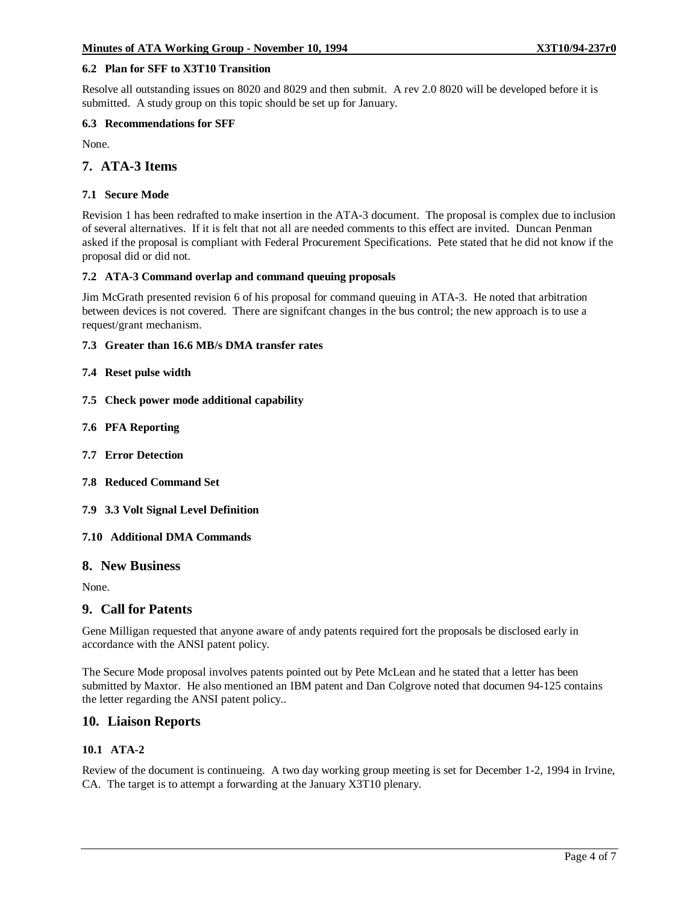### 6.2 Plan for SFF to X3T10 Transition

Resolve all outstanding issues on 8020 and 8029 and then submit. A rev 2.0 8020 will be developed before it is submitted. A study group on this topic should be set up for January.

### 6.3 Recommendations for SFF

None.

## 7. ATA-3 Items

### 7.1 Secure Mode

Revision 1 has been redrafted to make insertion in the ATA-3 document. The proposal is complex due to inclusion of several alternatives. If it is felt that not all are needed comments to this effect are invited. Duncan Penman asked if the proposal is compliant with Federal Procurement Specifications. Pete stated that he did not know if the proposal did or did not.

### 7.2 ATA-3 Command overlap and command queuing proposals

Jim McGrath presented revision 6 of his proposal for command queuing in ATA-3. He noted that arbitration between devices is not covered. There are signifcant changes in the bus control; the new approach is to use a request/grant mechanism.

### 7.3 Greater than 16.6 MB/s DMA transfer rates

### 7.4 Reset pulse width

### 7.5 Check power mode additional capability

### 7.6 PFA Reporting

### 7.7 Error Detection

### 7.8 Reduced Command Set

### 7.9 3.3 Volt Signal Level Definition

### 7.10 Additional DMA Commands

## 8. New Business

None.

## 9. Call for Patents

Gene Milligan requested that anyone aware of andy patents required fort the proposals be disclosed early in accordance with the ANSI patent policy.

The Secure Mode proposal involves patents pointed out by Pete McLean and he stated that a letter has been submitted by Maxtor. He also mentioned an IBM patent and Dan Colgrove noted that documen 94-125 contains the letter regarding the ANSI patent policy..

## 10. Liaison Reports

### 10.1 ATA-2

Review of the document is continueing. A two day working group meeting is set for December 1-2, 1994 in Irvine, CA. The target is to attempt a forwarding at the January X3T10 plenary.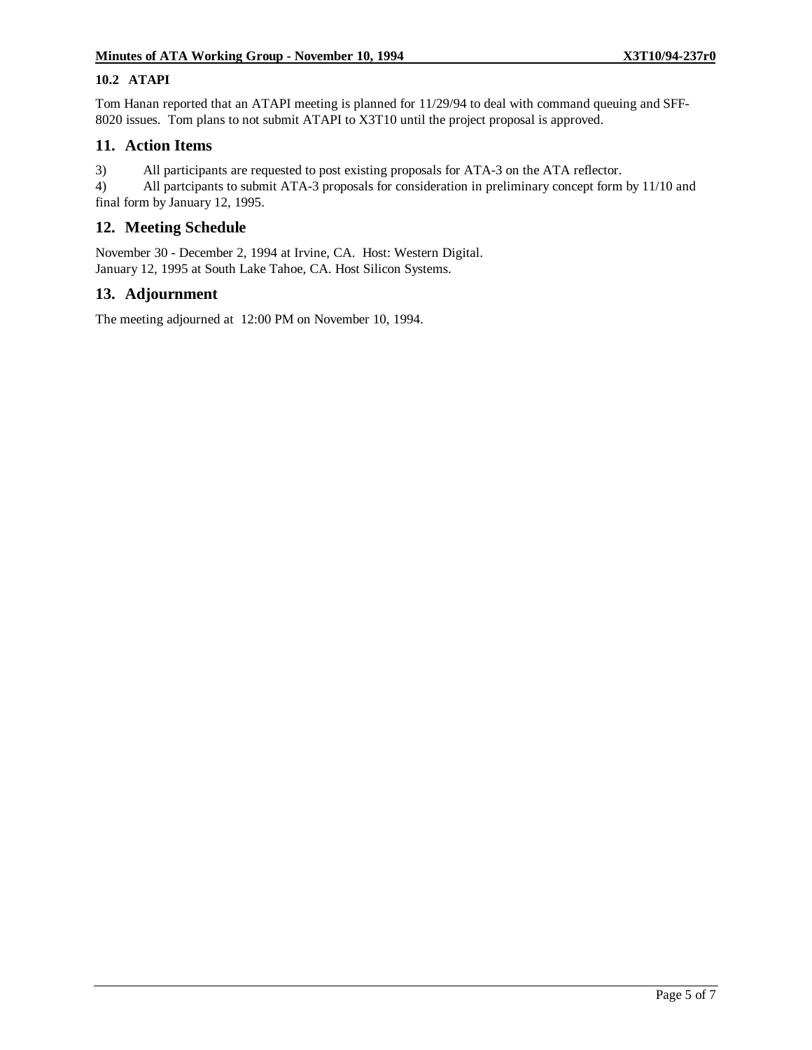### 10.2 ATAPI

Tom Hanan reported that an ATAPI meeting is planned for 11/29/94 to deal with command queuing and SFF-8020 issues. Tom plans to not submit ATAPI to X3T10 until the project proposal is approved.

## 11. Action Items

3) All participants are requested to post existing proposals for ATA-3 on the ATA reflector.

4) All partcipants to submit ATA-3 proposals for consideration in preliminary concept form by 11/10 and final form by January 12, 1995.

## 12. Meeting Schedule

November 30 - December 2, 1994 at Irvine, CA. Host: Western Digital.
January 12, 1995 at South Lake Tahoe, CA. Host Silicon Systems.

## 13. Adjournment

The meeting adjourned at 12:00 PM on November 10, 1994.